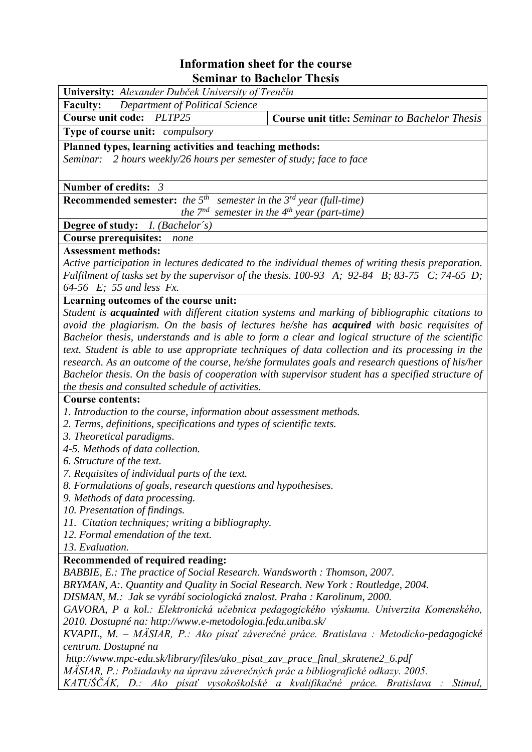# Information sheet for the course
# Seminar to Bachelor Thesis

**University:** *Alexander Dubček University of Trenčín*

**Faculty:** *Department of Political Science*

**Course unit code:** *PLTP25*

**Course unit title:** *Seminar to Bachelor Thesis*

**Type of course unit:** *compulsory*

**Planned types, learning activities and teaching methods:**
*Seminar: 2 hours weekly/26 hours per semester of study; face to face*

**Number of credits:** *3*

**Recommended semester:** *the 5th semester in the 3rd year (full-time)*
*the 7nd semester in the 4th year (part-time)*

**Degree of study:** *I. (Bachelor´s)*

**Course prerequisites:** *none*

**Assessment methods:**
*Active participation in lectures dedicated to the individual themes of writing thesis preparation. Fulfilment of tasks set by the supervisor of the thesis. 100-93 A; 92-84 B; 83-75 C; 74-65 D; 64-56 E; 55 and less Fx.*

**Learning outcomes of the course unit:**
*Student is **acquainted** with different citation systems and marking of bibliographic citations to avoid the plagiarism. On the basis of lectures he/she has **acquired** with basic requisites of Bachelor thesis, understands and is able to form a clear and logical structure of the scientific text. Student is able to use appropriate techniques of data collection and its processing in the research. As an outcome of the course, he/she formulates goals and research questions of his/her Bachelor thesis. On the basis of cooperation with supervisor student has a specified structure of the thesis and consulted schedule of activities.*

**Course contents:**
*1. Introduction to the course, information about assessment methods.*
*2. Terms, definitions, specifications and types of scientific texts.*
*3. Theoretical paradigms.*
*4-5. Methods of data collection.*
*6. Structure of the text.*
*7. Requisites of individual parts of the text.*
*8. Formulations of goals, research questions and hypothesises.*
*9. Methods of data processing.*
*10. Presentation of findings.*
*11. Citation techniques; writing a bibliography.*
*12. Formal emendation of the text.*
*13. Evaluation.*

**Recommended of required reading:**
*BABBIE, E.: The practice of Social Research. Wandsworth : Thomson, 2007.*
*BRYMAN, A:. Quantity and Quality in Social Research. New York : Routledge, 2004.*
*DISMAN, M.: Jak se vyrábí sociologická znalost. Praha : Karolinum, 2000.*
*GAVORA, P a kol.: Elektronická učebnica pedagogického výskumu. Univerzita Komenského, 2010. Dostupné na: http://www.e-metodologia.fedu.uniba.sk/*
*KVAPIL, M. – MÄSIAR, P.: Ako písať záverečné práce. Bratislava : Metodicko-pedagogické centrum. Dostupné na http://www.mpc-edu.sk/library/files/ako_pisat_zav_prace_final_skratene2_6.pdf*
*MÄSIAR, P.: Požiadavky na úpravu záverečných prác a bibliografické odkazy. 2005.*
*KATUŠČÁK, D.: Ako písať vysokoškolské a kvalifikačné práce. Bratislava : Stimul,*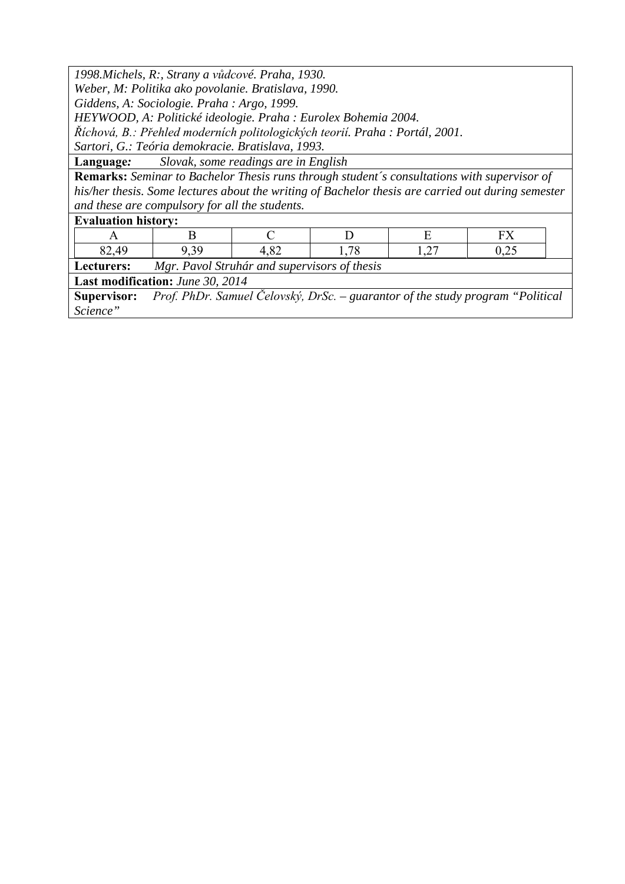*1998.Michels, R:, Strany a vůdcové. Praha, 1930.*
*Weber, M: Politika ako povolanie. Bratislava, 1990.*
*Giddens, A: Sociologie. Praha : Argo, 1999.*
*HEYWOOD, A: Politické ideologie. Praha : Eurolex Bohemia 2004.*
*Říchová, B.: Přehled moderních politologických teorií. Praha : Portál, 2001.*
*Sartori, G.: Teória demokracie. Bratislava, 1993.*

**Language:** *Slovak, some readings are in English*

**Remarks:** *Seminar to Bachelor Thesis runs through student´s consultations with supervisor of his/her thesis. Some lectures about the writing of Bachelor thesis are carried out during semester and these are compulsory for all the students.*

**Evaluation history:**

| A | B | C | D | E | FX |
|---|---|---|---|---|---|
| 82,49 | 9,39 | 4,82 | 1,78 | 1,27 | 0,25 |

**Lecturers:** *Mgr. Pavol Struhár and supervisors of thesis*

**Last modification:** *June 30, 2014*

**Supervisor:** *Prof. PhDr. Samuel Čelovský, DrSc. – guarantor of the study program "Political Science"*